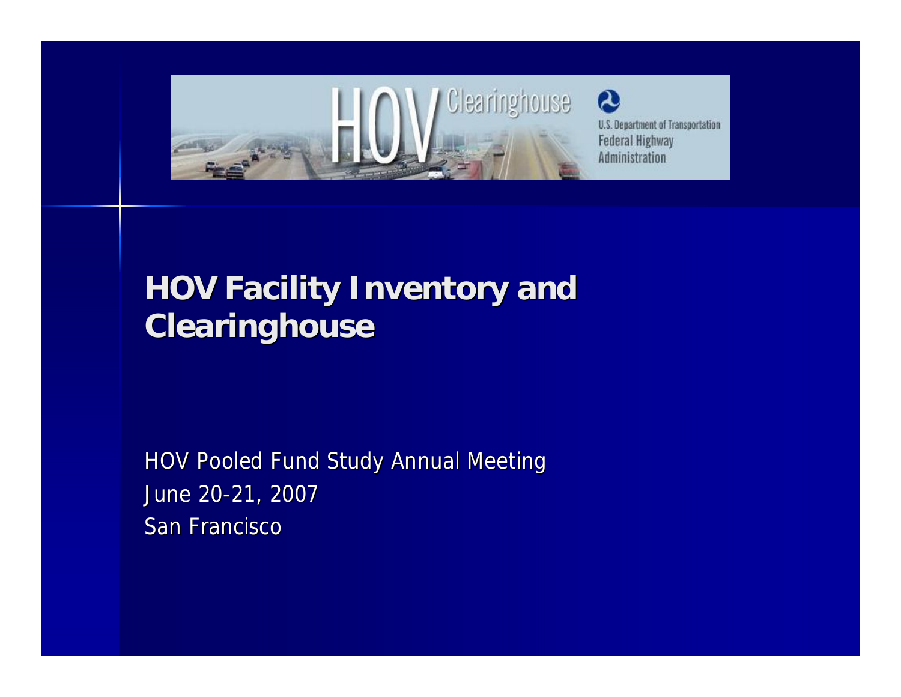HOV Clearinghouse

U.S. Department of Transportation
Federal Highway Administration

# HOV Facility Inventory and Clearinghouse

HOV Pooled Fund Study Annual Meeting
June 20-21, 2007
San Francisco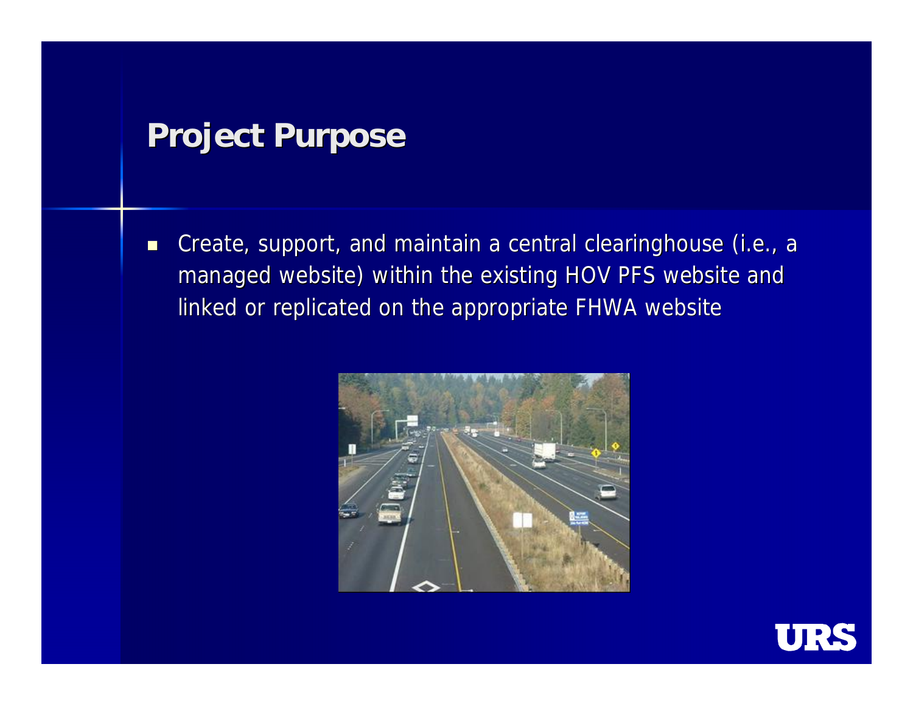# Project Purpose

- Create, support, and maintain a central clearinghouse (i.e., a managed website) within the existing HOV PFS website and linked or replicated on the appropriate FHWA website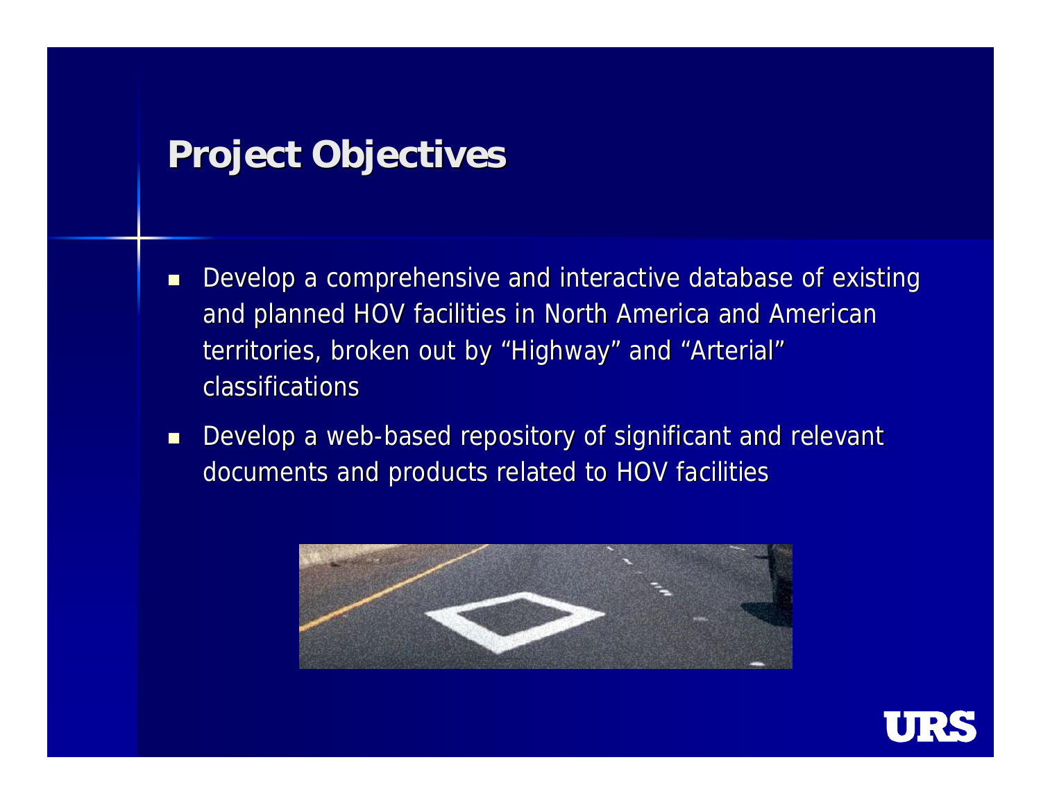## Project Objectives

- Develop a comprehensive and interactive database of existing and planned HOV facilities in North America and American territories, broken out by "Highway" and "Arterial" classifications
- Develop a web-based repository of significant and relevant documents and products related to HOV facilities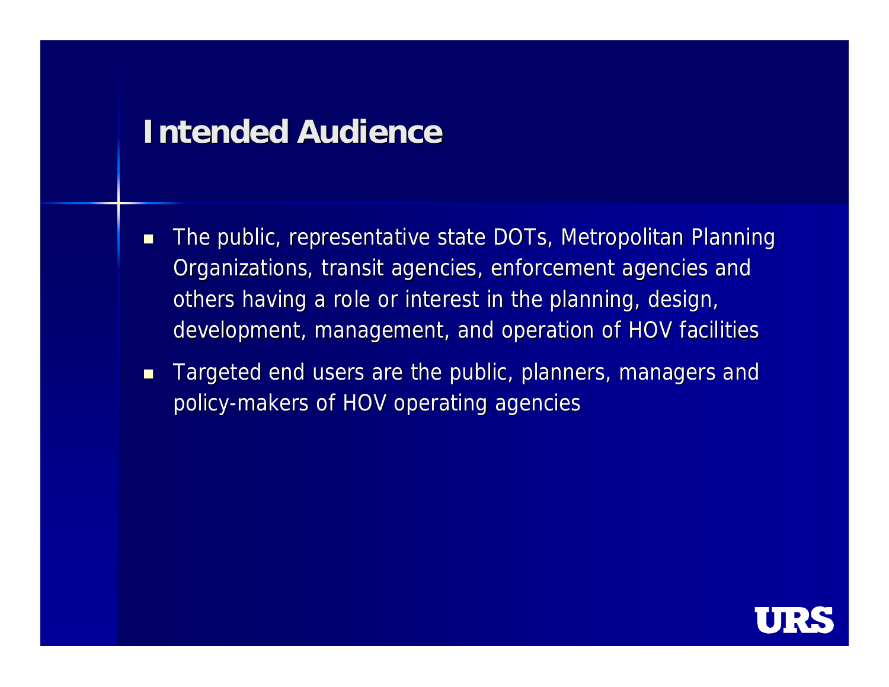# Intended Audience

- The public, representative state DOTs, Metropolitan Planning Organizations, transit agencies, enforcement agencies and others having a role or interest in the planning, design, development, management, and operation of HOV facilities
- Targeted end users are the public, planners, managers and policy-makers of HOV operating agencies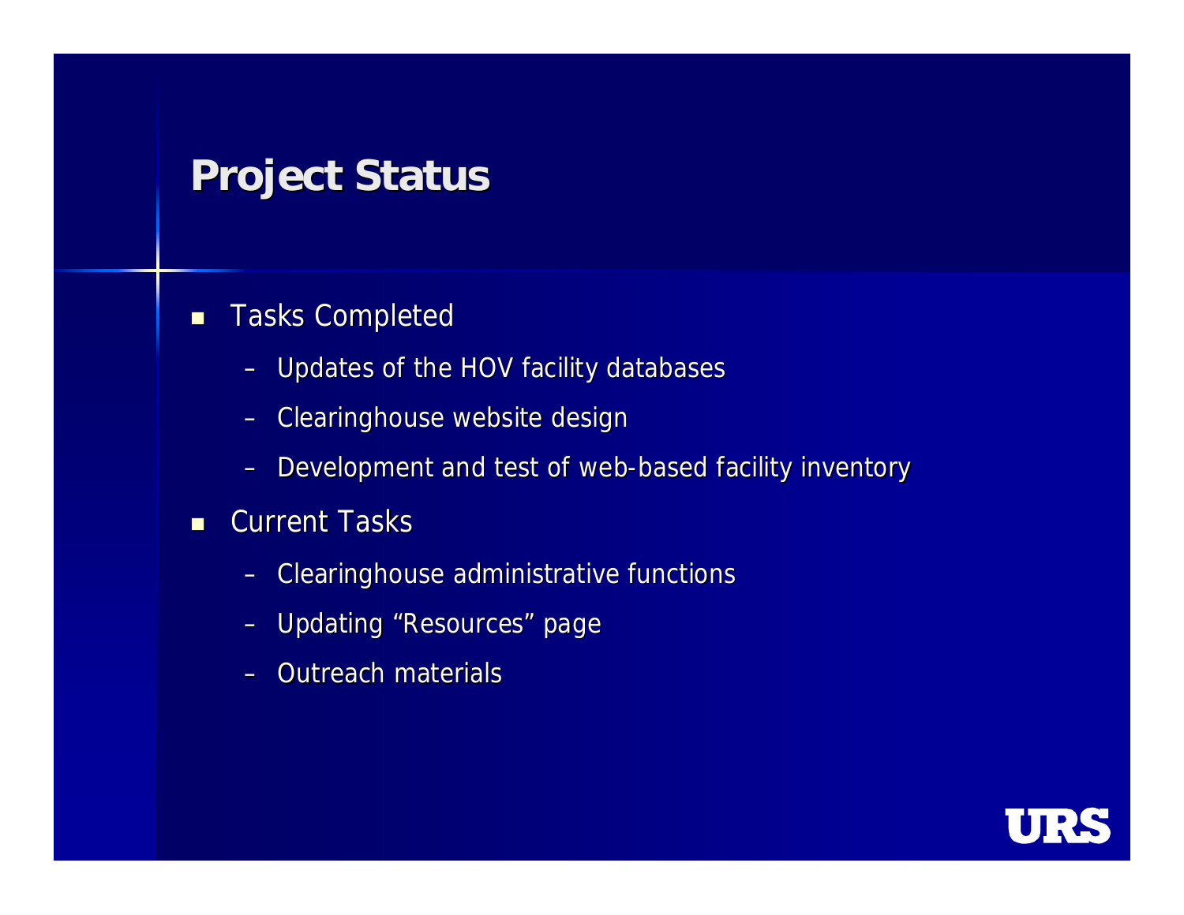# Project Status

- Tasks Completed
  - Updates of the HOV facility databases
  - Clearinghouse website design
  - Development and test of web-based facility inventory
- Current Tasks
  - Clearinghouse administrative functions
  - Updating "Resources" page
  - Outreach materials

URS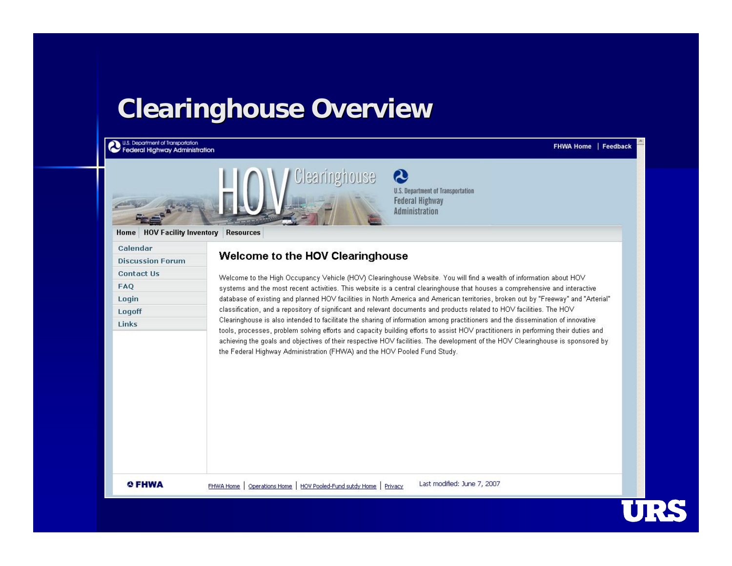# Clearinghouse Overview

U.S. Department of Transportation
Federal Highway Administration

FHWA Home | Feedback

HOV Clearinghouse

U.S. Department of Transportation
Federal Highway Administration

Home | HOV Facility Inventory | Resources

- Calendar
- Discussion Forum
- Contact Us
- FAQ
- Login
- Logoff
- Links

## Welcome to the HOV Clearinghouse

Welcome to the High Occupancy Vehicle (HOV) Clearinghouse Website. You will find a wealth of information about HOV systems and the most recent activities. This website is a central clearinghouse that houses a comprehensive and interactive database of existing and planned HOV facilities in North America and American territories, broken out by "Freeway" and "Arterial" classification, and a repository of significant and relevant documents and products related to HOV facilities. The HOV Clearinghouse is also intended to facilitate the sharing of information among practitioners and the dissemination of innovative tools, processes, problem solving efforts and capacity building efforts to assist HOV practitioners in performing their duties and achieving the goals and objectives of their respective HOV facilities. The development of the HOV Clearinghouse is sponsored by the Federal Highway Administration (FHWA) and the HOV Pooled Fund Study.

FHWA

FHWA Home | Operations Home | HOV Pooled-Fund sutdy Home | Privacy

Last modified: June 7, 2007

URS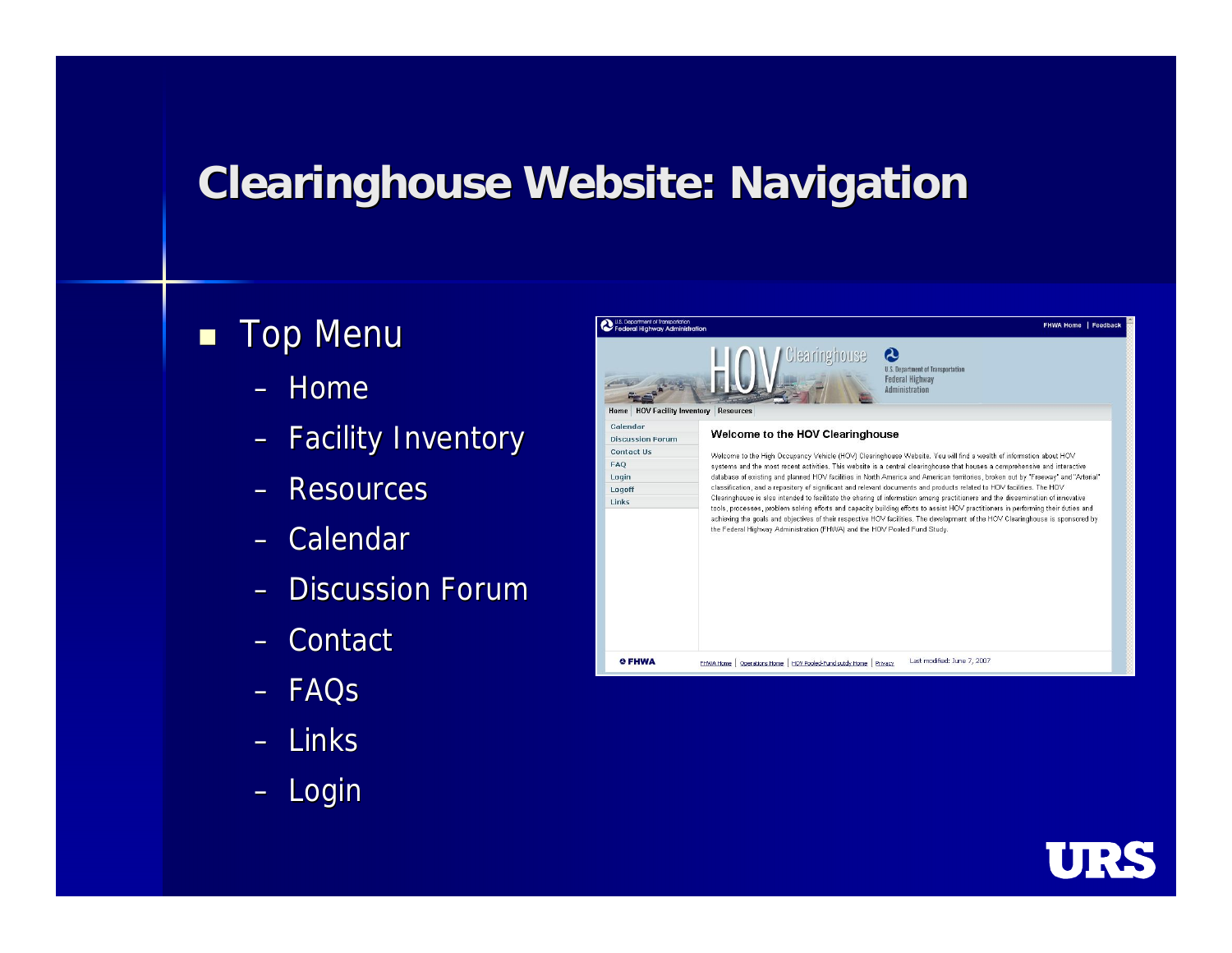# Clearinghouse Website: Navigation

- Top Menu
  - Home
  - Facility Inventory
  - Resources
  - Calendar
  - Discussion Forum
  - Contact
  - FAQs
  - Links
  - Login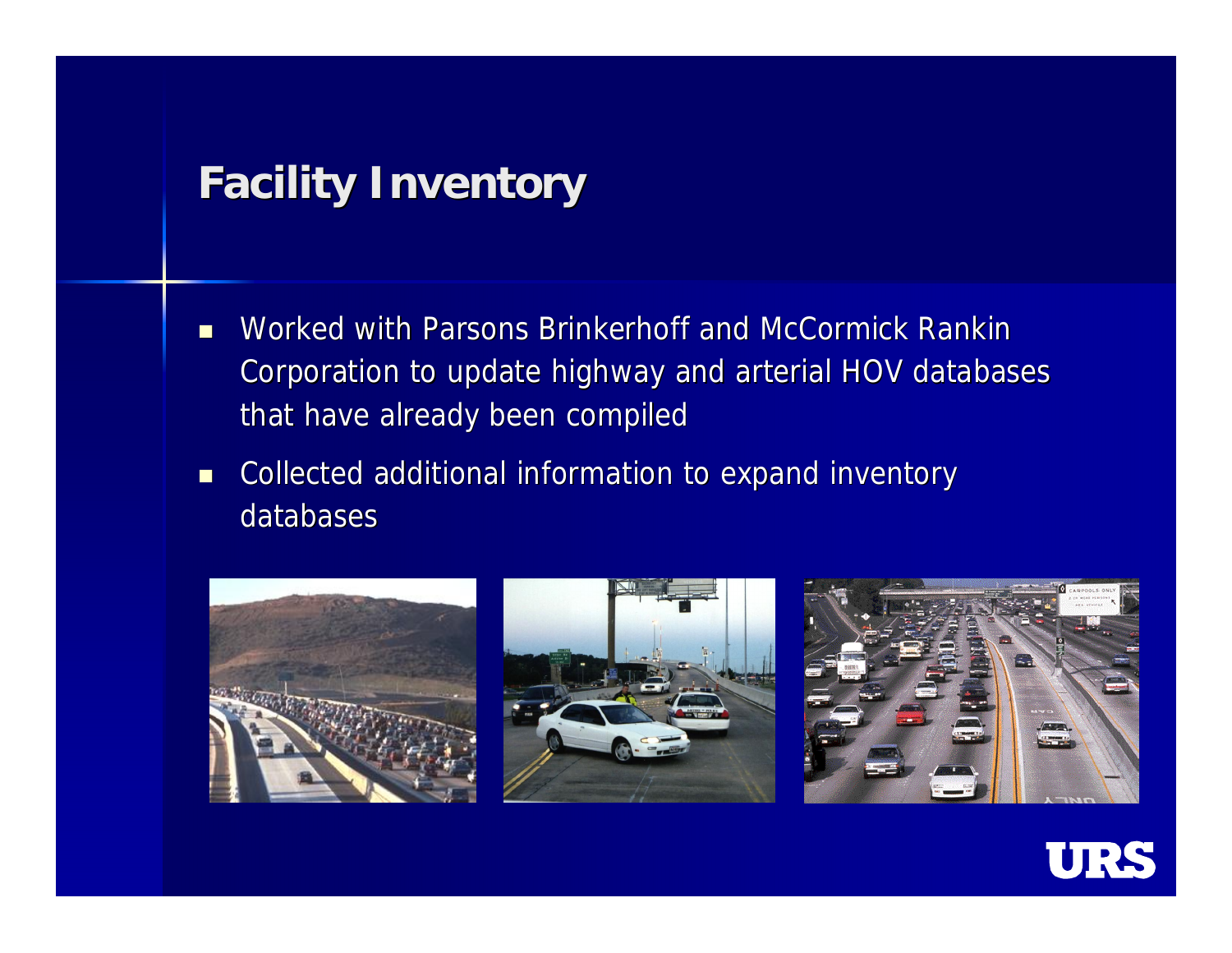# Facility Inventory

- Worked with Parsons Brinkerhoff and McCormick Rankin Corporation to update highway and arterial HOV databases that have already been compiled
- Collected additional information to expand inventory databases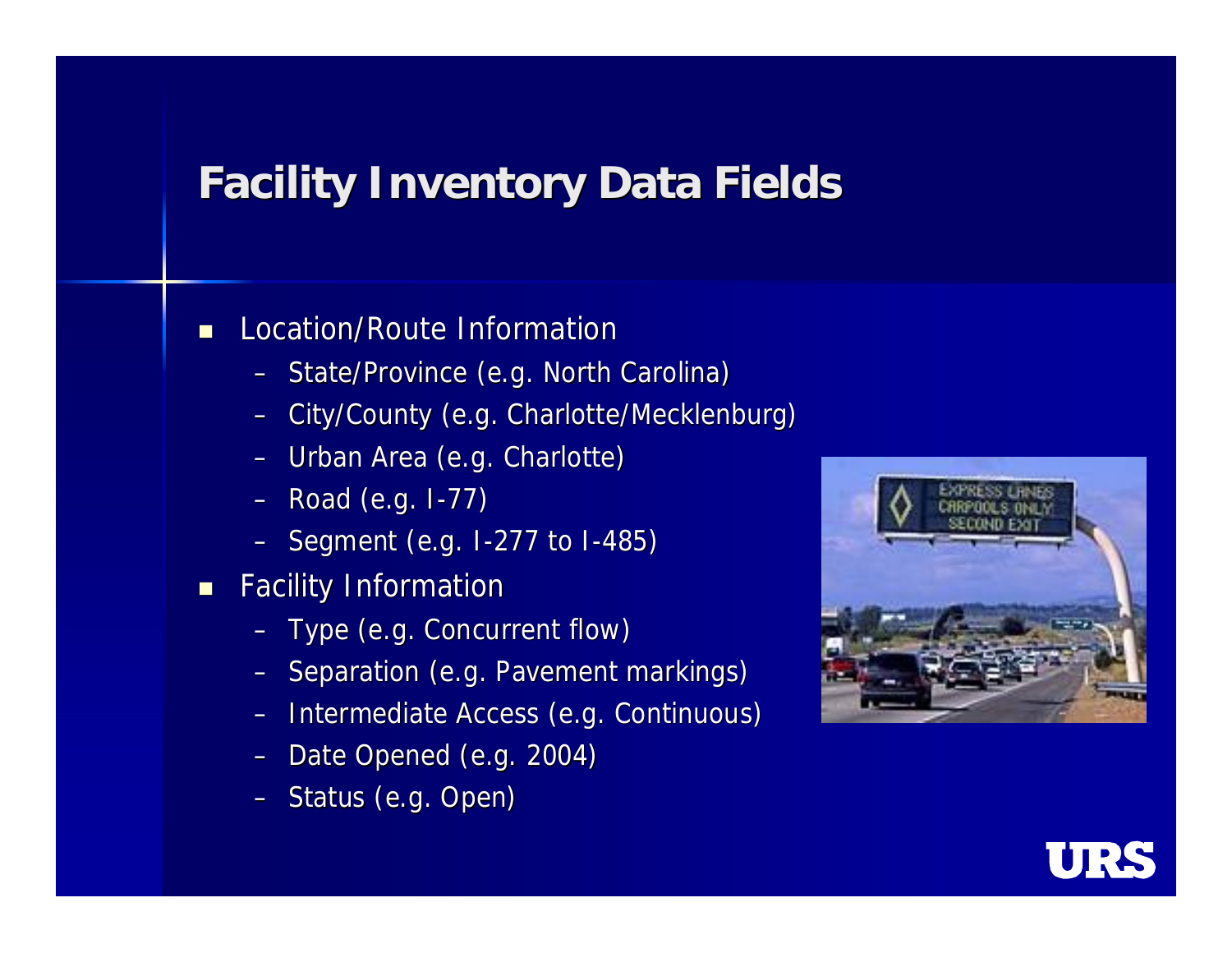# Facility Inventory Data Fields

- Location/Route Information
  - State/Province (e.g. North Carolina)
  - City/County (e.g. Charlotte/Mecklenburg)
  - Urban Area (e.g. Charlotte)
  - Road (e.g. I-77)
  - Segment (e.g. I-277 to I-485)
- Facility Information
  - Type (e.g. Concurrent flow)
  - Separation (e.g. Pavement markings)
  - Intermediate Access (e.g. Continuous)
  - Date Opened (e.g. 2004)
  - Status (e.g. Open)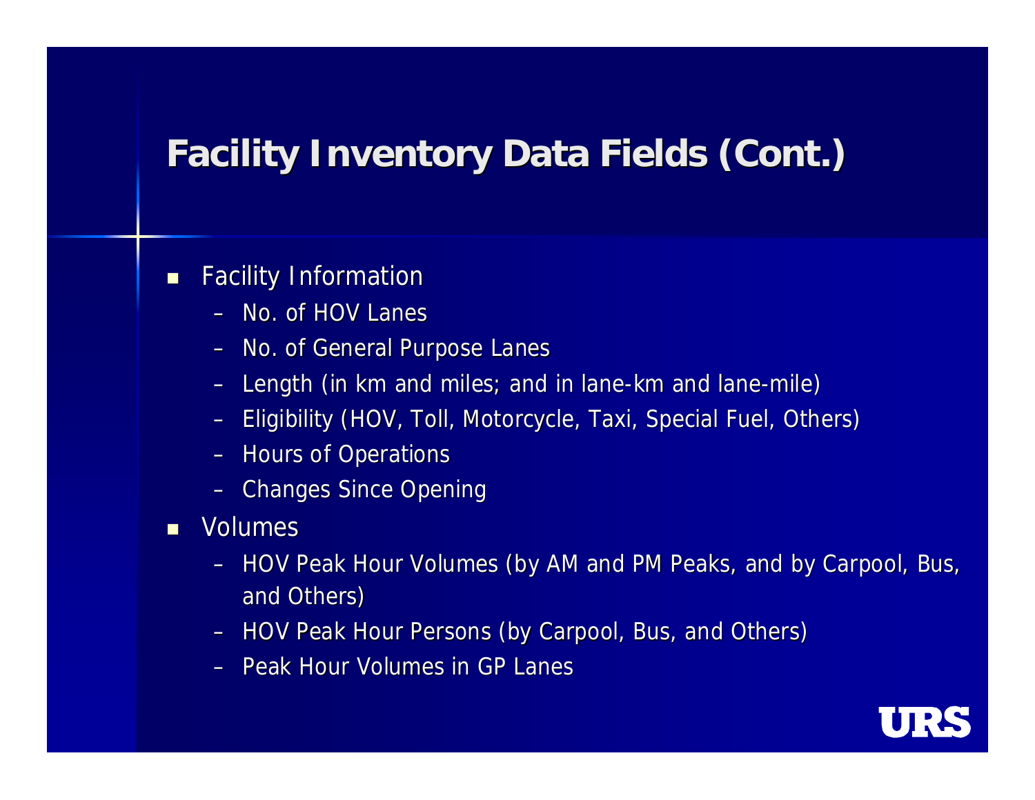# Facility Inventory Data Fields (Cont.)

- Facility Information
  - No. of HOV Lanes
  - No. of General Purpose Lanes
  - Length (in km and miles; and in lane-km and lane-mile)
  - Eligibility (HOV, Toll, Motorcycle, Taxi, Special Fuel, Others)
  - Hours of Operations
  - Changes Since Opening
- Volumes
  - HOV Peak Hour Volumes (by AM and PM Peaks, and by Carpool, Bus, and Others)
  - HOV Peak Hour Persons (by Carpool, Bus, and Others)
  - Peak Hour Volumes in GP Lanes

URS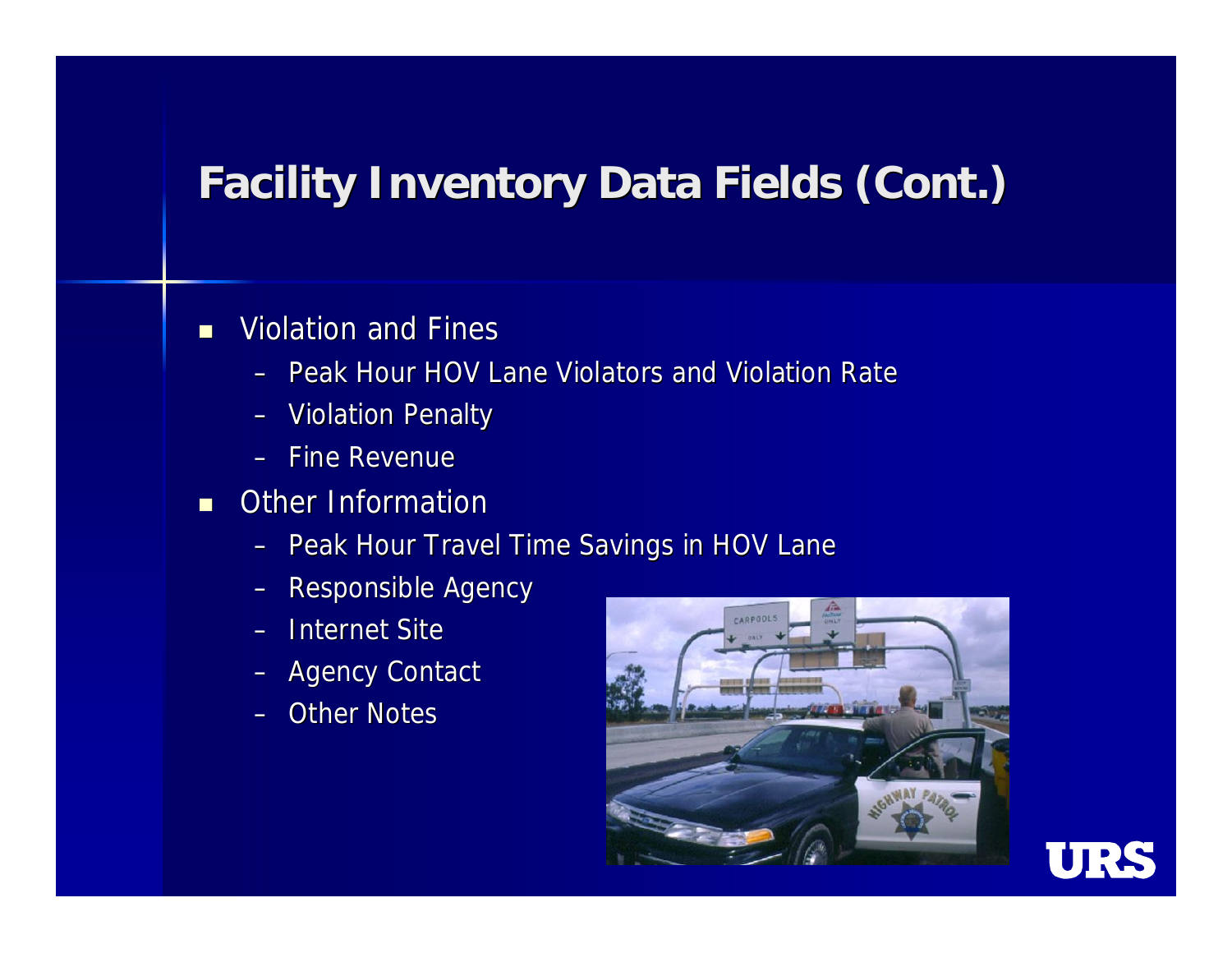# Facility Inventory Data Fields (Cont.)

- Violation and Fines
  - Peak Hour HOV Lane Violators and Violation Rate
  - Violation Penalty
  - Fine Revenue
- Other Information
  - Peak Hour Travel Time Savings in HOV Lane
  - Responsible Agency
  - Internet Site
  - Agency Contact
  - Other Notes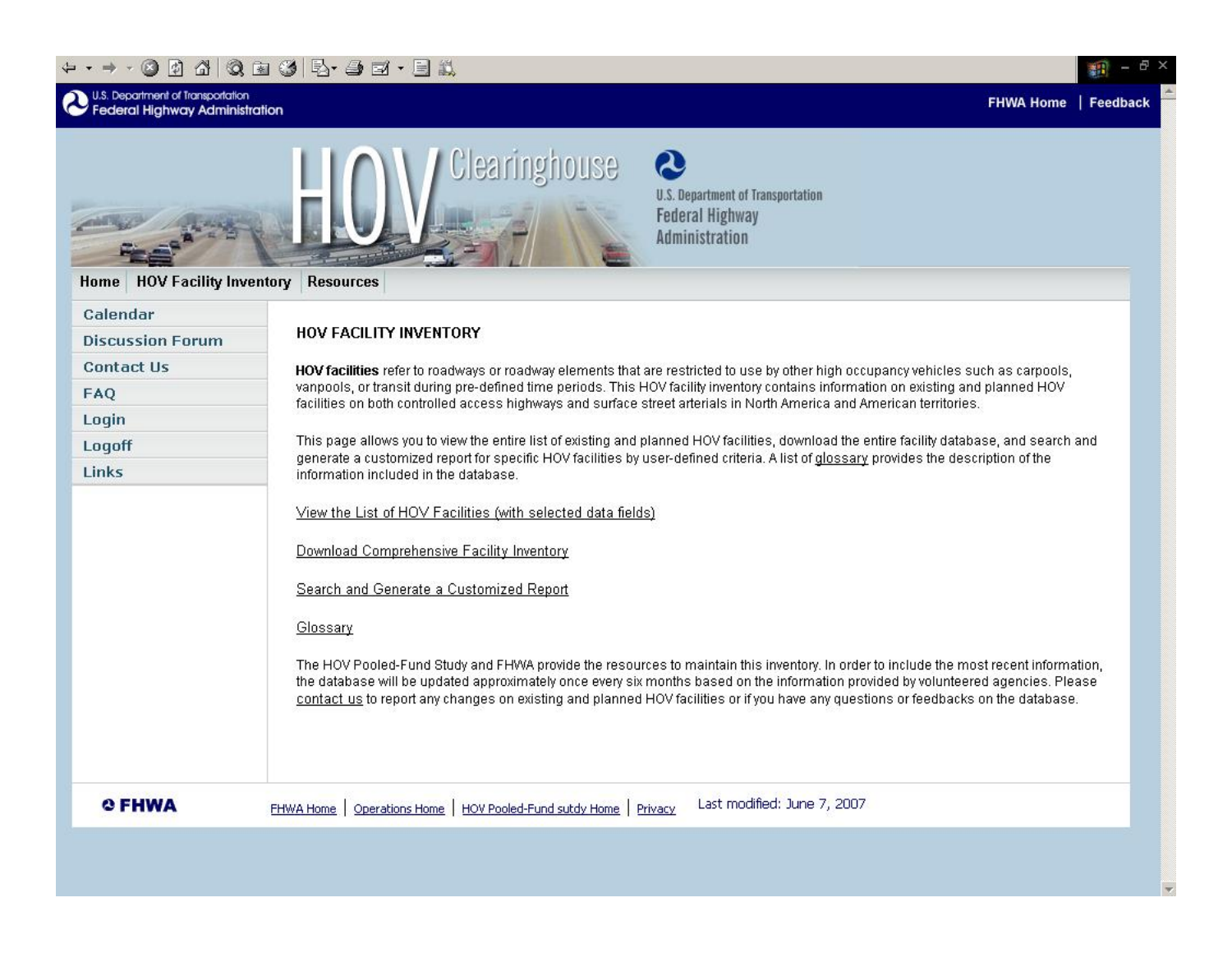U.S. Department of Transportation
Federal Highway Administration

FHWA Home | Feedback

HOV Clearinghouse

U.S. Department of Transportation
Federal Highway Administration

Home | HOV Facility Inventory | Resources

- Calendar
- Discussion Forum
- Contact Us
- FAQ
- Login
- Logoff
- Links

## HOV FACILITY INVENTORY

**HOV facilities** refer to roadways or roadway elements that are restricted to use by other high occupancy vehicles such as carpools, vanpools, or transit during pre-defined time periods. This HOV facility inventory contains information on existing and planned HOV facilities on both controlled access highways and surface street arterials in North America and American territories.

This page allows you to view the entire list of existing and planned HOV facilities, download the entire facility database, and search and generate a customized report for specific HOV facilities by user-defined criteria. A list of glossary provides the description of the information included in the database.

View the List of HOV Facilities (with selected data fields)

Download Comprehensive Facility Inventory

Search and Generate a Customized Report

Glossary

The HOV Pooled-Fund Study and FHWA provide the resources to maintain this inventory. In order to include the most recent information, the database will be updated approximately once every six months based on the information provided by volunteered agencies. Please contact us to report any changes on existing and planned HOV facilities or if you have any questions or feedbacks on the database.

FHWA

FHWA Home | Operations Home | HOV Pooled-Fund sutdy Home | Privacy

Last modified: June 7, 2007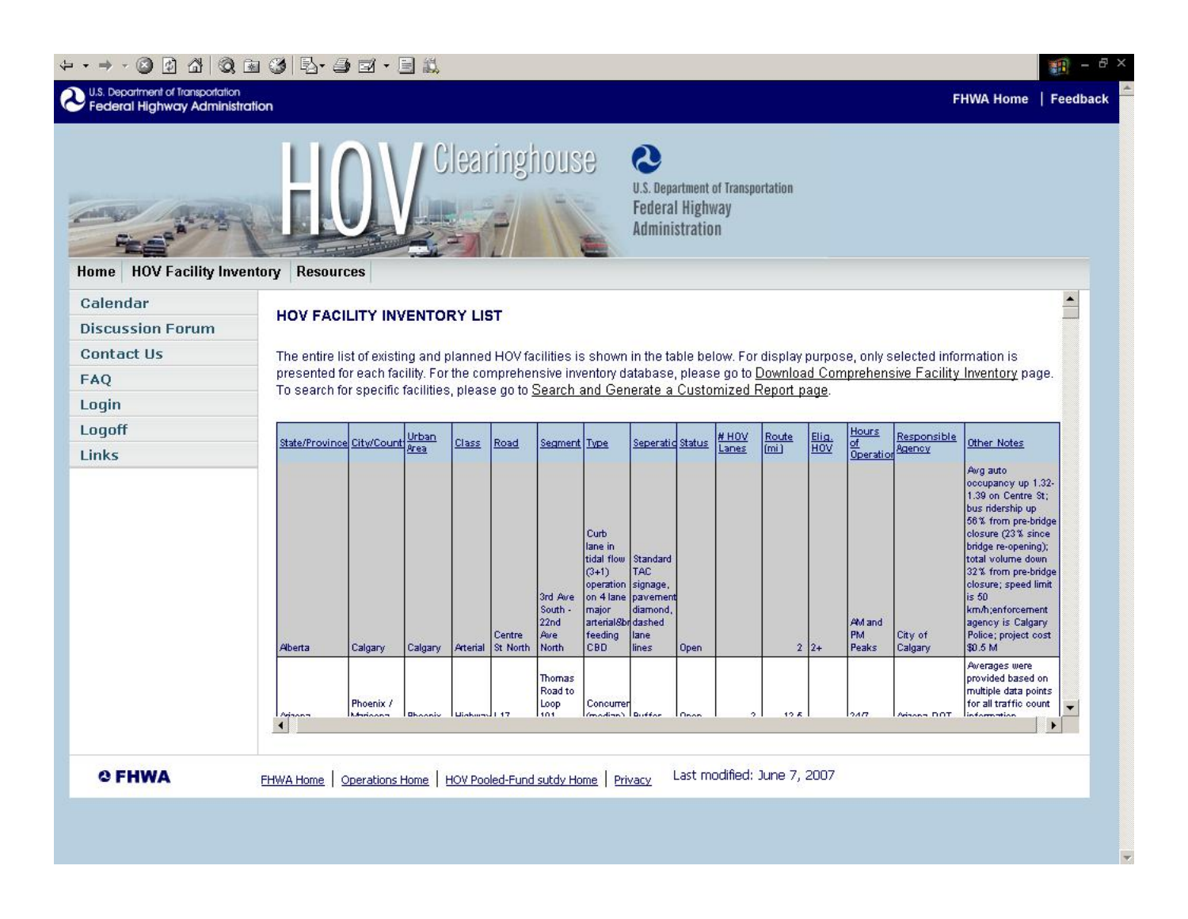U.S. Department of Transportation
Federal Highway Administration

FHWA Home | Feedback

HOV Clearinghouse

U.S. Department of Transportation
Federal Highway Administration

Home | HOV Facility Inventory | Resources

- Calendar
- Discussion Forum
- Contact Us
- FAQ
- Login
- Logoff
- Links

## HOV FACILITY INVENTORY LIST

The entire list of existing and planned HOV facilities is shown in the table below. For display purpose, only selected information is presented for each facility. For the comprehensive inventory database, please go to Download Comprehensive Facility Inventory page. To search for specific facilities, please go to Search and Generate a Customized Report page.

| State/Province | City/Count | Urban Area | Class | Road | Segment | Type | Seperatio | Status | # HOV Lanes | Route (mi) | Elig. HOV | Hours of Operation | Responsible Agency | Other Notes |
|---|---|---|---|---|---|---|---|---|---|---|---|---|---|---|
| Alberta | Calgary | Calgary | Arterial | Centre St North | 3rd Ave South - 22nd Ave North | Curb lane in tidal flow (3+1) operation on 4 lane major arterial&br feeding CBD | Standard TAC signage, pavement diamond, dashed lane lines | Open | 2 | | 2+ | AM and PM Peaks | City of Calgary | Avg auto occupancy up 1.32-1.39 on Centre St; bus ridership up 56% from pre-bridge closure (23% since bridge re-opening); total volume down 32% from pre-bridge closure; speed limit is 50 km/h;enforcement agency is Calgary Police; project cost $0.5 M |
| Arizona | Phoenix / Maricopa | Phoenix | Highway | I-17 | Thomas Road to Loop 101 | Concurrent (median) | Buffer | Open | 2 | 12.6 | | 24/7 | Arizona DOT | Averages were provided based on multiple data points for all traffic count information |

FHWA

FHWA Home | Operations Home | HOV Pooled-Fund sutdy Home | Privacy

Last modified: June 7, 2007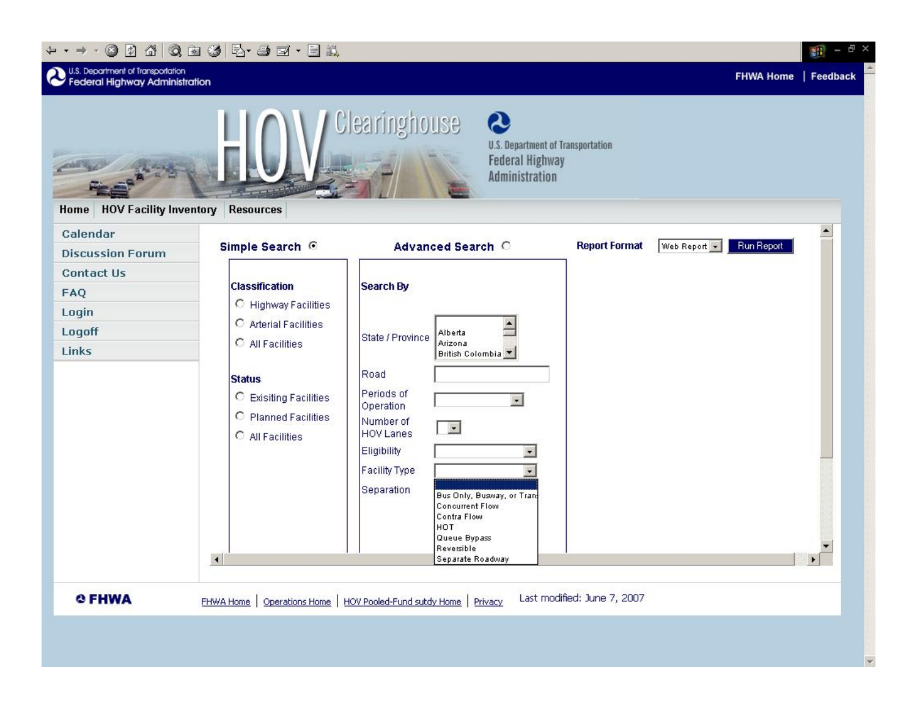U.S. Department of Transportation
Federal Highway Administration

FHWA Home | Feedback

# HOV Clearinghouse

U.S. Department of Transportation
Federal Highway Administration

Home | HOV Facility Inventory | Resources

- Calendar
- Discussion Forum
- Contact Us
- FAQ
- Login
- Logoff
- Links

**Simple Search** ◉ **Advanced Search** ○ **Report Format** Web Report ▾ Run Report

**Classification**

- ○ Highway Facilities
- ○ Arterial Facilities
- ○ All Facilities

**Status**

- ○ Exisiting Facilities
- ○ Planned Facilities
- ○ All Facilities

**Search By**

State / Province: Alberta, Arizona, British Colombia

Road

Periods of Operation

Number of HOV Lanes

Eligibility

Facility Type

Separation

- Bus Only, Busway, or Tran
- Concurrent Flow
- Contra Flow
- HOT
- Queue Bypass
- Reversible
- Separate Roadway

FHWA

FHWA Home | Operations Home | HOV Pooled-Fund sutdy Home | Privacy

Last modified: June 7, 2007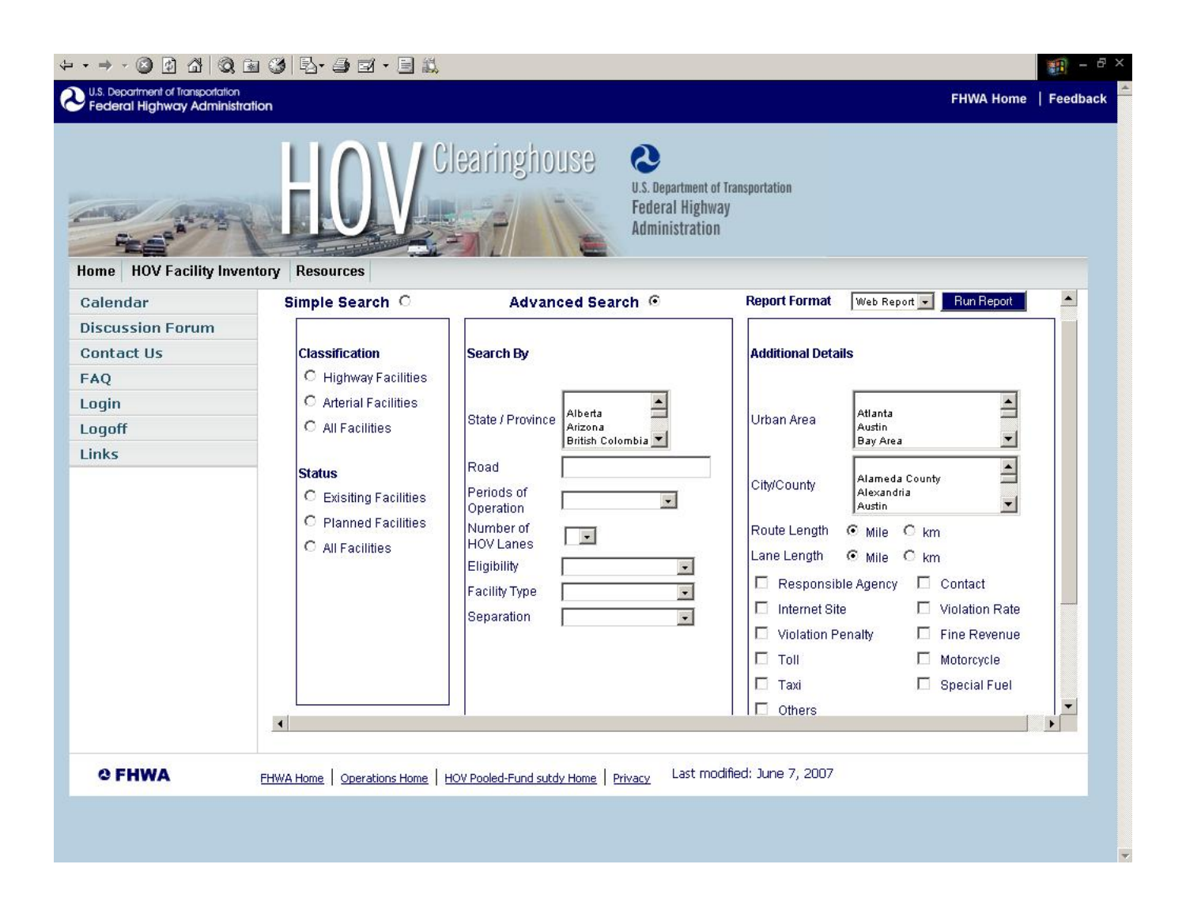U.S. Department of Transportation
Federal Highway Administration

FHWA Home | Feedback

# HOV Clearinghouse

U.S. Department of Transportation
Federal Highway Administration

Home | HOV Facility Inventory | Resources

- Calendar
- Discussion Forum
- Contact Us
- FAQ
- Login
- Logoff
- Links

Simple Search ○ Advanced Search ◉ Report Format [Web Report] [Run Report]

**Classification**

- ○ Highway Facilities
- ○ Arterial Facilities
- ○ All Facilities

**Status**

- ○ Exisiting Facilities
- ○ Planned Facilities
- ○ All Facilities

**Search By**

- State / Province: Alberta, Arizona, British Colombia
- Road
- Periods of Operation
- Number of HOV Lanes
- Eligibility
- Facility Type
- Separation

**Additional Details**

- Urban Area: Atlanta, Austin, Bay Area
- City/County: Alameda County, Alexandria, Austin
- Route Length ◉ Mile ○ km
- Lane Length ◉ Mile ○ km
- ☐ Responsible Agency ☐ Contact
- ☐ Internet Site ☐ Violation Rate
- ☐ Violation Penalty ☐ Fine Revenue
- ☐ Toll ☐ Motorcycle
- ☐ Taxi ☐ Special Fuel
- ☐ Others

FHWA

FHWA Home | Operations Home | HOV Pooled-Fund sutdy Home | Privacy

Last modified: June 7, 2007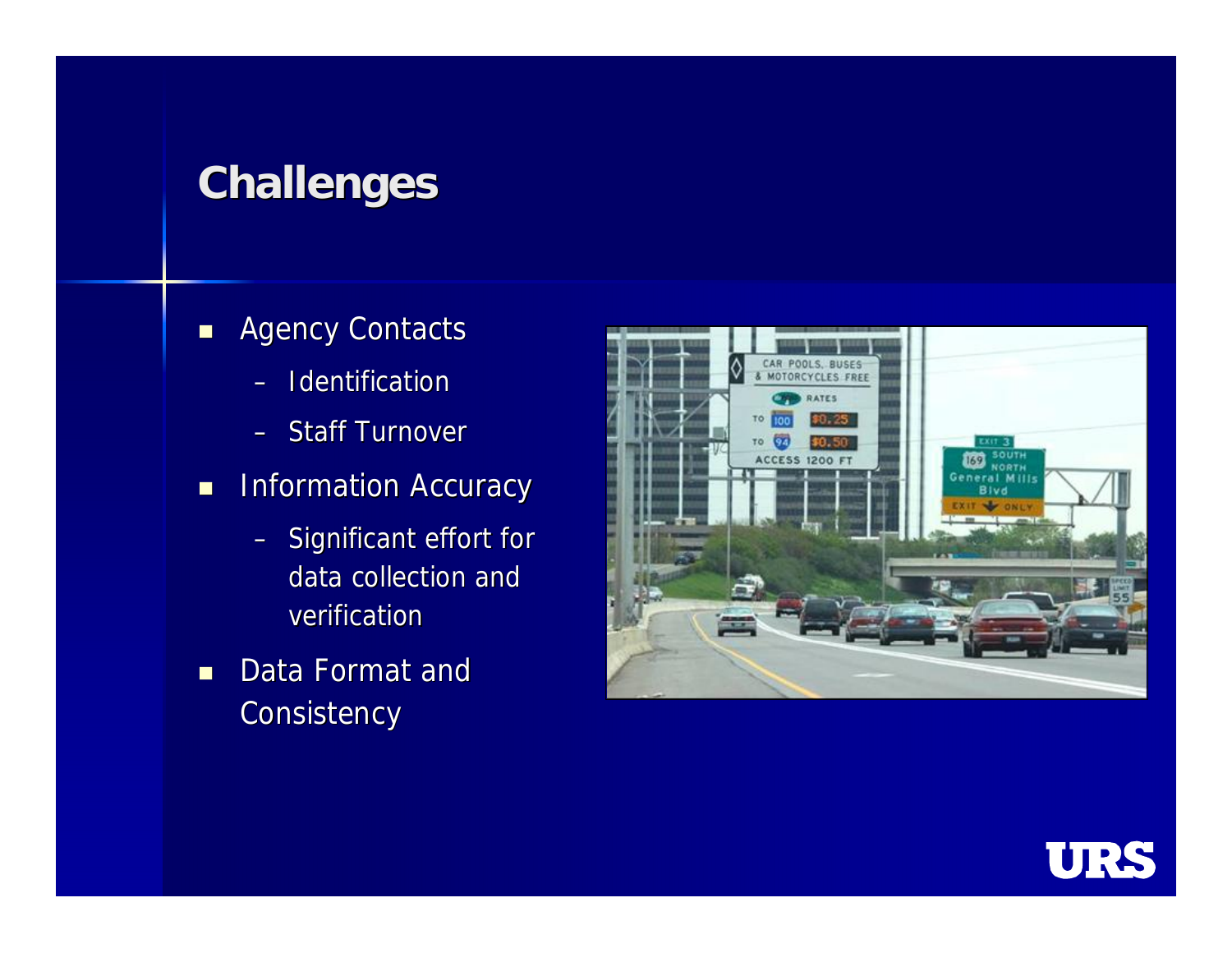# Challenges

- Agency Contacts
  - Identification
  - Staff Turnover
- Information Accuracy
  - Significant effort for data collection and verification
- Data Format and Consistency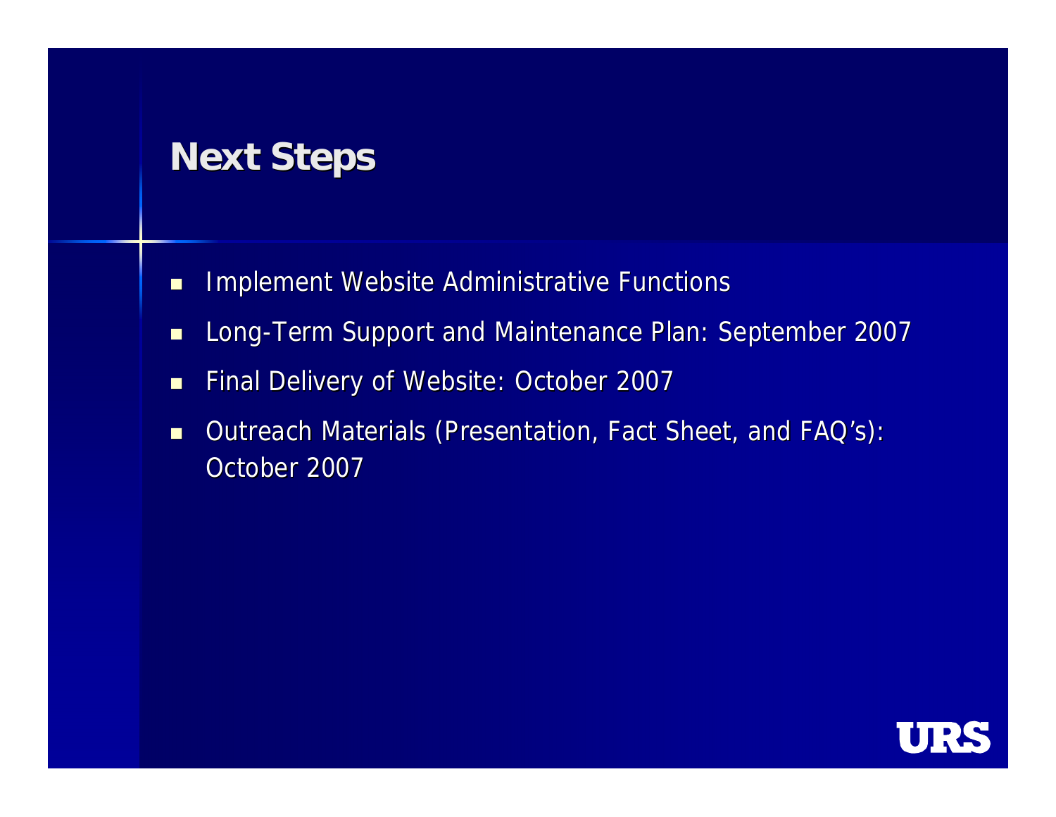# Next Steps

- Implement Website Administrative Functions
- Long-Term Support and Maintenance Plan: September 2007
- Final Delivery of Website: October 2007
- Outreach Materials (Presentation, Fact Sheet, and FAQ's): October 2007

URS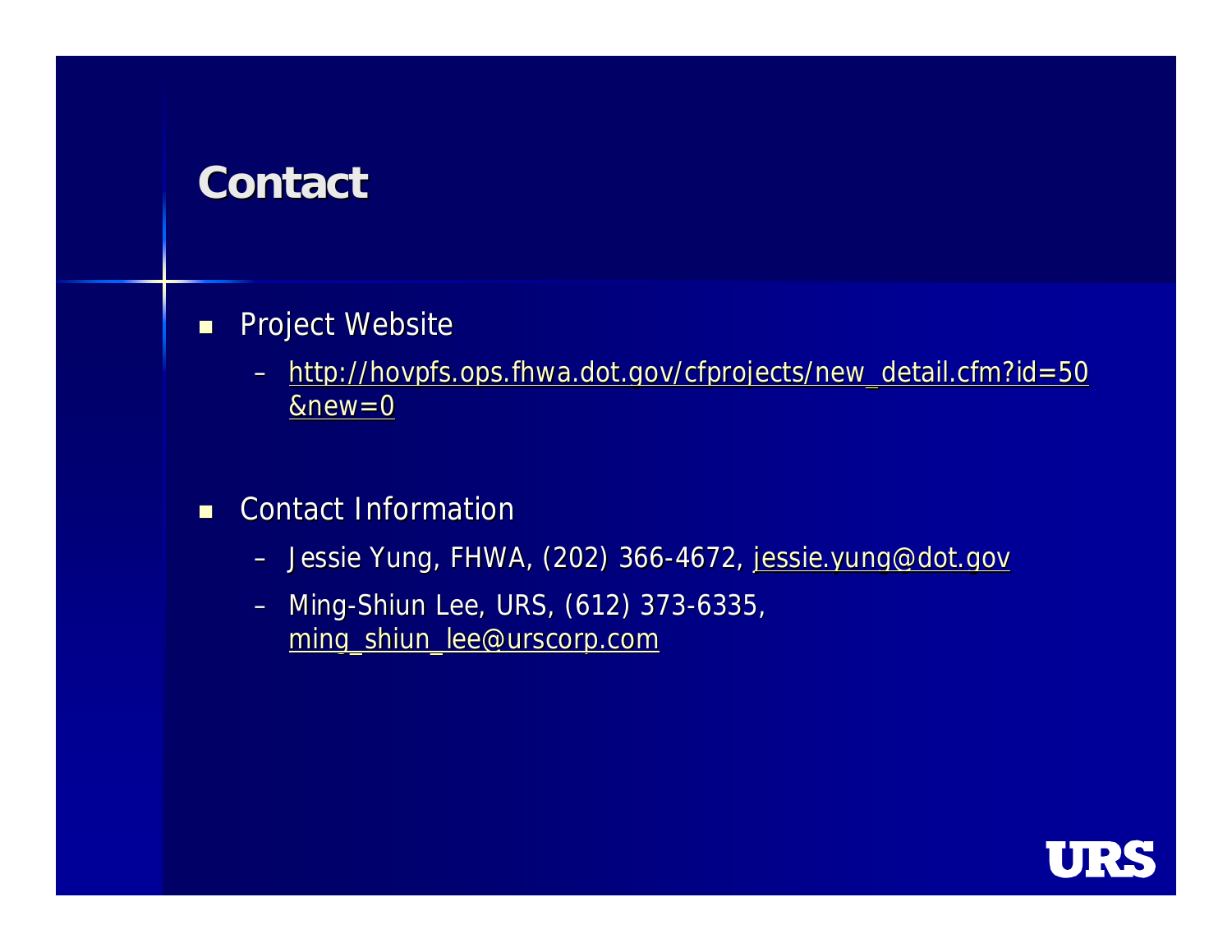# Contact

- Project Website
  - http://hovpfs.ops.fhwa.dot.gov/cfprojects/new_detail.cfm?id=50&new=0

- Contact Information
  - Jessie Yung, FHWA, (202) 366-4672, jessie.yung@dot.gov
  - Ming-Shiun Lee, URS, (612) 373-6335, ming_shiun_lee@urscorp.com

URS